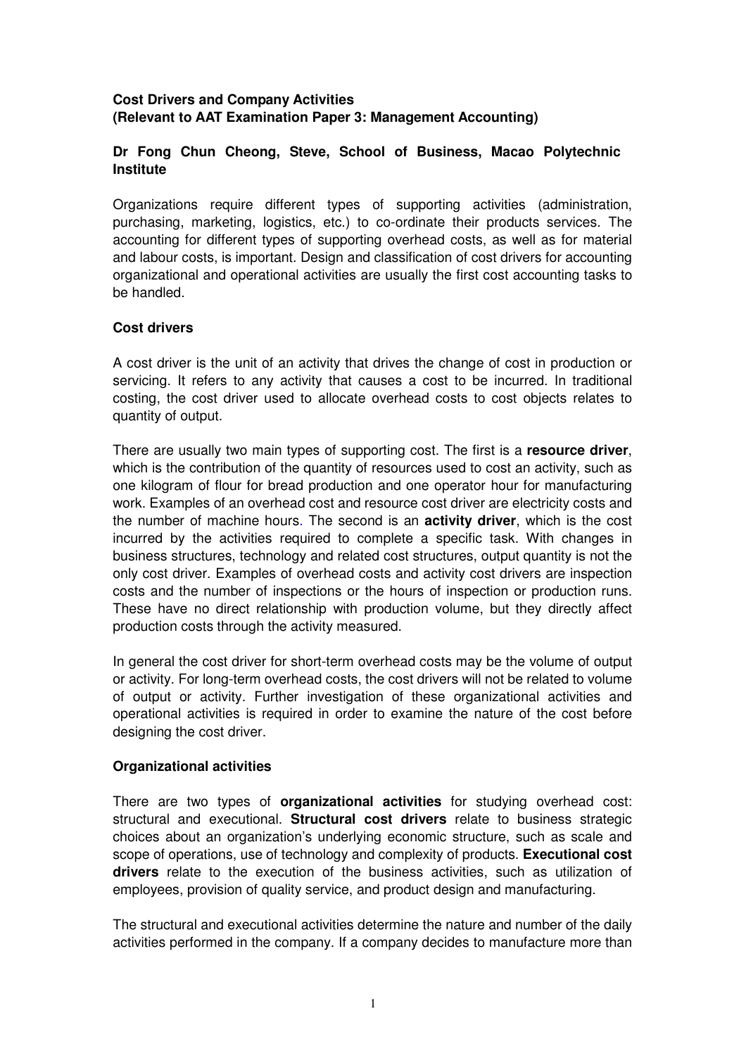**Cost Drivers and Company Activities**
**(Relevant to AAT Examination Paper 3: Management Accounting)**

**Dr Fong Chun Cheong, Steve, School of Business, Macao Polytechnic Institute**

Organizations require different types of supporting activities (administration, purchasing, marketing, logistics, etc.) to co-ordinate their products services. The accounting for different types of supporting overhead costs, as well as for material and labour costs, is important. Design and classification of cost drivers for accounting organizational and operational activities are usually the first cost accounting tasks to be handled.

**Cost drivers**

A cost driver is the unit of an activity that drives the change of cost in production or servicing. It refers to any activity that causes a cost to be incurred. In traditional costing, the cost driver used to allocate overhead costs to cost objects relates to quantity of output.

There are usually two main types of supporting cost. The first is a **resource driver**, which is the contribution of the quantity of resources used to cost an activity, such as one kilogram of flour for bread production and one operator hour for manufacturing work. Examples of an overhead cost and resource cost driver are electricity costs and the number of machine hours. The second is an **activity driver**, which is the cost incurred by the activities required to complete a specific task. With changes in business structures, technology and related cost structures, output quantity is not the only cost driver. Examples of overhead costs and activity cost drivers are inspection costs and the number of inspections or the hours of inspection or production runs. These have no direct relationship with production volume, but they directly affect production costs through the activity measured.

In general the cost driver for short-term overhead costs may be the volume of output or activity. For long-term overhead costs, the cost drivers will not be related to volume of output or activity. Further investigation of these organizational activities and operational activities is required in order to examine the nature of the cost before designing the cost driver.

**Organizational activities**

There are two types of **organizational activities** for studying overhead cost: structural and executional. **Structural cost drivers** relate to business strategic choices about an organization's underlying economic structure, such as scale and scope of operations, use of technology and complexity of products. **Executional cost drivers** relate to the execution of the business activities, such as utilization of employees, provision of quality service, and product design and manufacturing.

The structural and executional activities determine the nature and number of the daily activities performed in the company. If a company decides to manufacture more than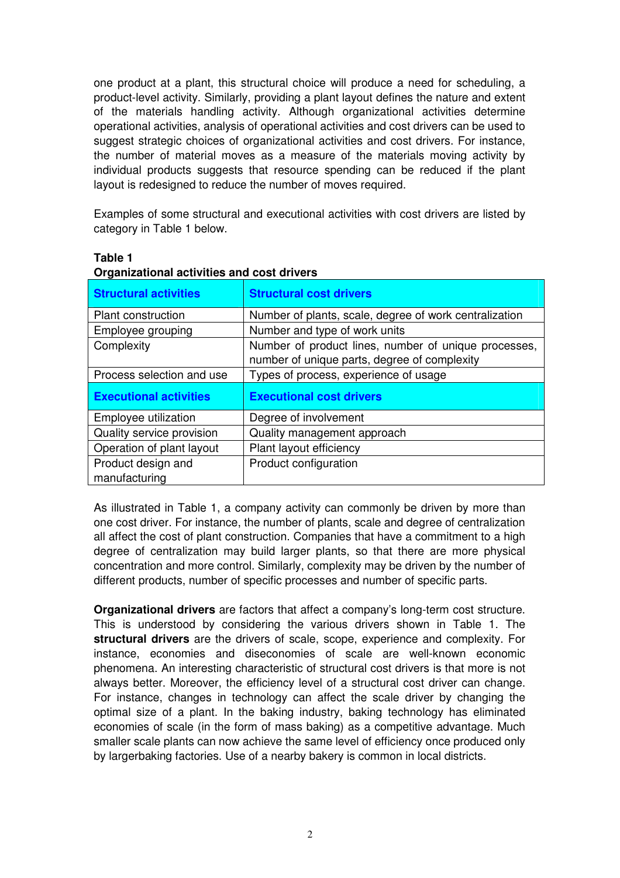one product at a plant, this structural choice will produce a need for scheduling, a product-level activity. Similarly, providing a plant layout defines the nature and extent of the materials handling activity. Although organizational activities determine operational activities, analysis of operational activities and cost drivers can be used to suggest strategic choices of organizational activities and cost drivers. For instance, the number of material moves as a measure of the materials moving activity by individual products suggests that resource spending can be reduced if the plant layout is redesigned to reduce the number of moves required.

Examples of some structural and executional activities with cost drivers are listed by category in Table 1 below.

**Table 1**
**Organizational activities and cost drivers**

| **Structural activities** | **Structural cost drivers** |
|---|---|
| Plant construction | Number of plants, scale, degree of work centralization |
| Employee grouping | Number and type of work units |
| Complexity | Number of product lines, number of unique processes, number of unique parts, degree of complexity |
| Process selection and use | Types of process, experience of usage |
| **Executional activities** | **Executional cost drivers** |
| Employee utilization | Degree of involvement |
| Quality service provision | Quality management approach |
| Operation of plant layout | Plant layout efficiency |
| Product design and manufacturing | Product configuration |

As illustrated in Table 1, a company activity can commonly be driven by more than one cost driver. For instance, the number of plants, scale and degree of centralization all affect the cost of plant construction. Companies that have a commitment to a high degree of centralization may build larger plants, so that there are more physical concentration and more control. Similarly, complexity may be driven by the number of different products, number of specific processes and number of specific parts.

**Organizational drivers** are factors that affect a company's long-term cost structure. This is understood by considering the various drivers shown in Table 1. The **structural drivers** are the drivers of scale, scope, experience and complexity. For instance, economies and diseconomies of scale are well-known economic phenomena. An interesting characteristic of structural cost drivers is that more is not always better. Moreover, the efficiency level of a structural cost driver can change. For instance, changes in technology can affect the scale driver by changing the optimal size of a plant. In the baking industry, baking technology has eliminated economies of scale (in the form of mass baking) as a competitive advantage. Much smaller scale plants can now achieve the same level of efficiency once produced only by largerbaking factories. Use of a nearby bakery is common in local districts.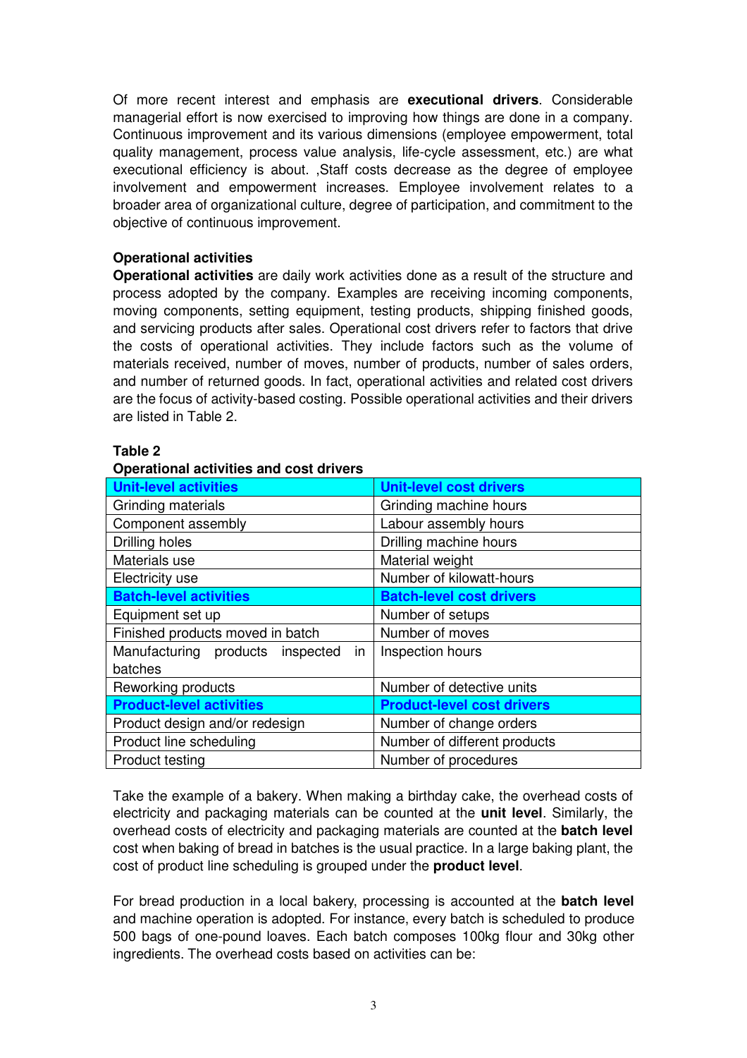Of more recent interest and emphasis are **executional drivers**. Considerable managerial effort is now exercised to improving how things are done in a company. Continuous improvement and its various dimensions (employee empowerment, total quality management, process value analysis, life-cycle assessment, etc.) are what executional efficiency is about. ,Staff costs decrease as the degree of employee involvement and empowerment increases. Employee involvement relates to a broader area of organizational culture, degree of participation, and commitment to the objective of continuous improvement.

**Operational activities**

**Operational activities** are daily work activities done as a result of the structure and process adopted by the company. Examples are receiving incoming components, moving components, setting equipment, testing products, shipping finished goods, and servicing products after sales. Operational cost drivers refer to factors that drive the costs of operational activities. They include factors such as the volume of materials received, number of moves, number of products, number of sales orders, and number of returned goods. In fact, operational activities and related cost drivers are the focus of activity-based costing. Possible operational activities and their drivers are listed in Table 2.

**Table 2**
**Operational activities and cost drivers**

| **Unit-level activities** | **Unit-level cost drivers** |
|---|---|
| Grinding materials | Grinding machine hours |
| Component assembly | Labour assembly hours |
| Drilling holes | Drilling machine hours |
| Materials use | Material weight |
| Electricity use | Number of kilowatt-hours |
| **Batch-level activities** | **Batch-level cost drivers** |
| Equipment set up | Number of setups |
| Finished products moved in batch | Number of moves |
| Manufacturing products inspected in batches | Inspection hours |
| Reworking products | Number of detective units |
| **Product-level activities** | **Product-level cost drivers** |
| Product design and/or redesign | Number of change orders |
| Product line scheduling | Number of different products |
| Product testing | Number of procedures |

Take the example of a bakery. When making a birthday cake, the overhead costs of electricity and packaging materials can be counted at the **unit level**. Similarly, the overhead costs of electricity and packaging materials are counted at the **batch level** cost when baking of bread in batches is the usual practice. In a large baking plant, the cost of product line scheduling is grouped under the **product level**.

For bread production in a local bakery, processing is accounted at the **batch level** and machine operation is adopted. For instance, every batch is scheduled to produce 500 bags of one-pound loaves. Each batch composes 100kg flour and 30kg other ingredients. The overhead costs based on activities can be: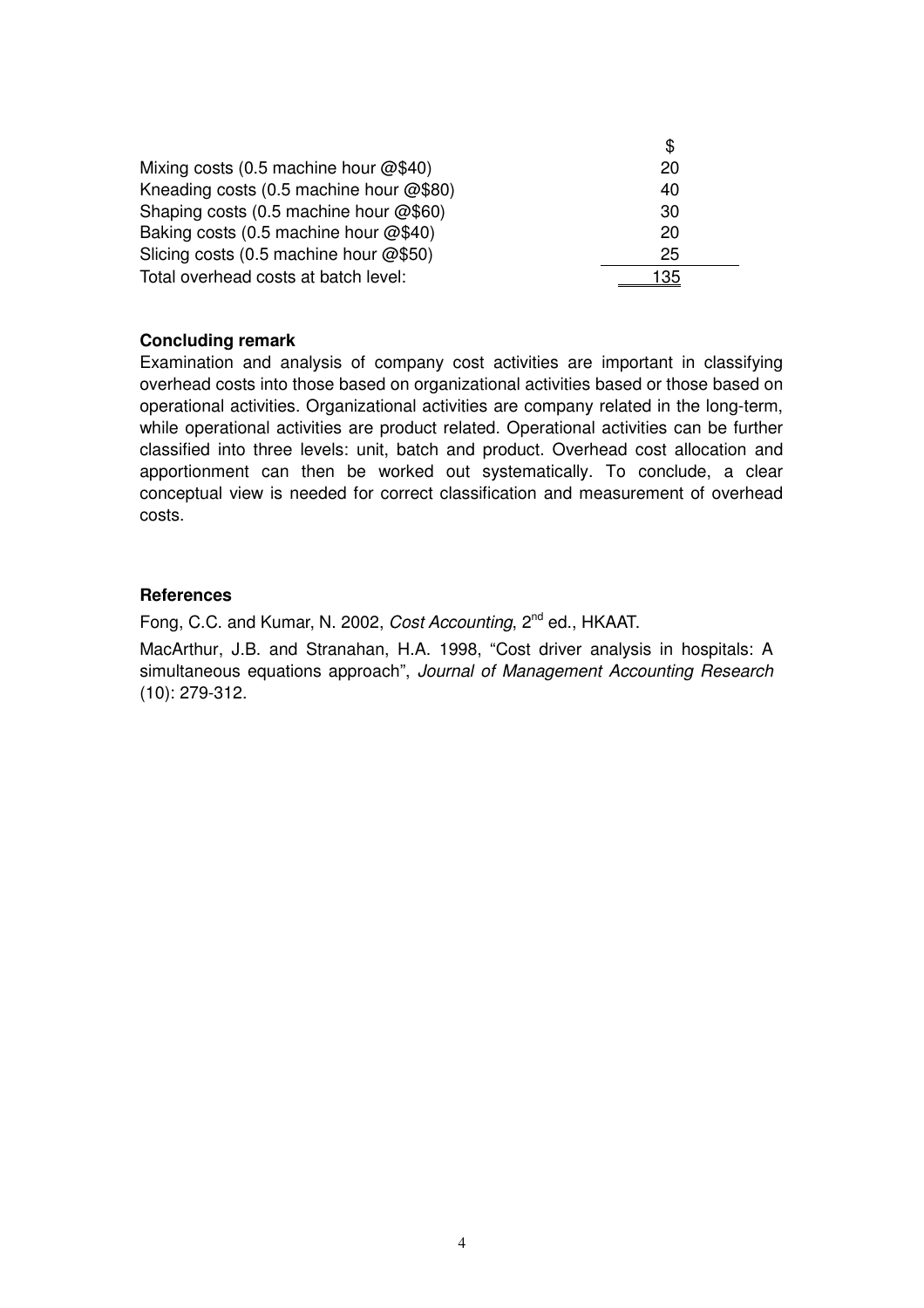| | $ |
|---|---|
| Mixing costs (0.5 machine hour @$40) | 20 |
| Kneading costs (0.5 machine hour @$80) | 40 |
| Shaping costs (0.5 machine hour @$60) | 30 |
| Baking costs (0.5 machine hour @$40) | 20 |
| Slicing costs (0.5 machine hour @$50) | 25 |
| Total overhead costs at batch level: | 135 |

**Concluding remark**

Examination and analysis of company cost activities are important in classifying overhead costs into those based on organizational activities based or those based on operational activities. Organizational activities are company related in the long-term, while operational activities are product related. Operational activities can be further classified into three levels: unit, batch and product. Overhead cost allocation and apportionment can then be worked out systematically. To conclude, a clear conceptual view is needed for correct classification and measurement of overhead costs.

**References**

Fong, C.C. and Kumar, N. 2002, *Cost Accounting*, 2nd ed., HKAAT.

MacArthur, J.B. and Stranahan, H.A. 1998, "Cost driver analysis in hospitals: A simultaneous equations approach", *Journal of Management Accounting Research* (10): 279-312.